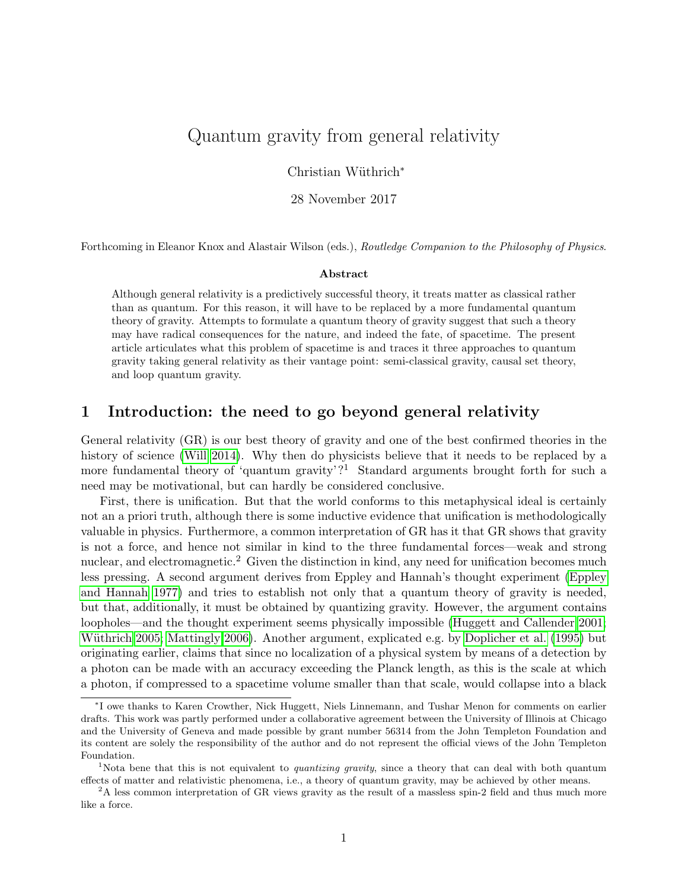# Quantum gravity from general relativity

Christian Wüthrich*

28 November 2017

Forthcoming in Eleanor Knox and Alastair Wilson (eds.), *Routledge Companion to the Philosophy of Physics*.

### Abstract

Although general relativity is a predictively successful theory, it treats matter as classical rather than as quantum. For this reason, it will have to be replaced by a more fundamental quantum theory of gravity. Attempts to formulate a quantum theory of gravity suggest that such a theory may have radical consequences for the nature, and indeed the fate, of spacetime. The present article articulates what this problem of spacetime is and traces it three approaches to quantum gravity taking general relativity as their vantage point: semi-classical gravity, causal set theory, and loop quantum gravity.

## 1 Introduction: the need to go beyond general relativity

General relativity (GR) is our best theory of gravity and one of the best confirmed theories in the history of science (Will 2014). Why then do physicists believe that it needs to be replaced by a more fundamental theory of 'quantum gravity'?[1] Standard arguments brought forth for such a need may be motivational, but can hardly be considered conclusive.

First, there is unification. But that the world conforms to this metaphysical ideal is certainly not an a priori truth, although there is some inductive evidence that unification is methodologically valuable in physics. Furthermore, a common interpretation of GR has it that GR shows that gravity is not a force, and hence not similar in kind to the three fundamental forces—weak and strong nuclear, and electromagnetic.[2] Given the distinction in kind, any need for unification becomes much less pressing. A second argument derives from Eppley and Hannah's thought experiment (Eppley and Hannah 1977) and tries to establish not only that a quantum theory of gravity is needed, but that, additionally, it must be obtained by quantizing gravity. However, the argument contains loopholes—and the thought experiment seems physically impossible (Huggett and Callender 2001; Wüthrich 2005; Mattingly 2006). Another argument, explicated e.g. by Doplicher et al. (1995) but originating earlier, claims that since no localization of a physical system by means of a detection by a photon can be made with an accuracy exceeding the Planck length, as this is the scale at which a photon, if compressed to a spacetime volume smaller than that scale, would collapse into a black

---

*I owe thanks to Karen Crowther, Nick Huggett, Niels Linnemann, and Tushar Menon for comments on earlier drafts. This work was partly performed under a collaborative agreement between the University of Illinois at Chicago and the University of Geneva and made possible by grant number 56314 from the John Templeton Foundation and its content are solely the responsibility of the author and do not represent the official views of the John Templeton Foundation.

[1] Nota bene that this is not equivalent to *quantizing gravity*, since a theory that can deal with both quantum effects of matter and relativistic phenomena, i.e., a theory of quantum gravity, may be achieved by other means.

[2] A less common interpretation of GR views gravity as the result of a massless spin-2 field and thus much more like a force.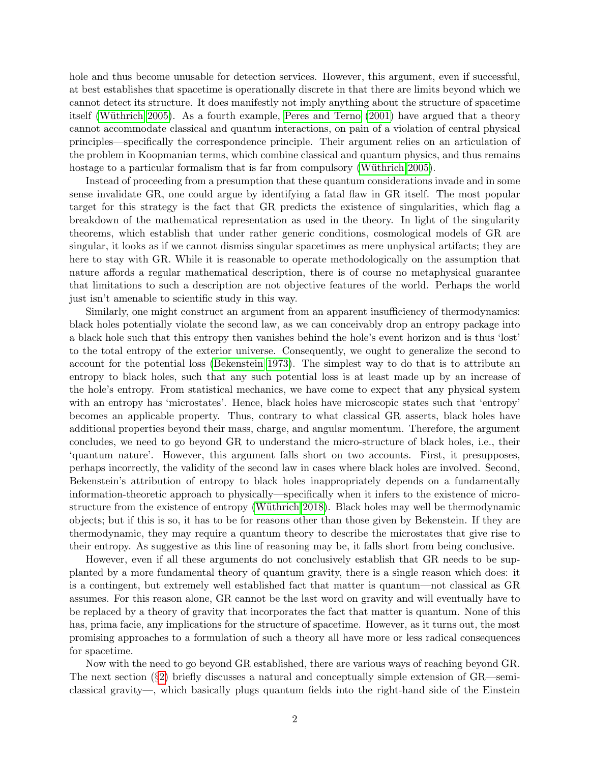hole and thus become unusable for detection services. However, this argument, even if successful, at best establishes that spacetime is operationally discrete in that there are limits beyond which we cannot detect its structure. It does manifestly not imply anything about the structure of spacetime itself (Wüthrich 2005). As a fourth example, Peres and Terno (2001) have argued that a theory cannot accommodate classical and quantum interactions, on pain of a violation of central physical principles—specifically the correspondence principle. Their argument relies on an articulation of the problem in Koopmanian terms, which combine classical and quantum physics, and thus remains hostage to a particular formalism that is far from compulsory (Wüthrich 2005).

Instead of proceeding from a presumption that these quantum considerations invade and in some sense invalidate GR, one could argue by identifying a fatal flaw in GR itself. The most popular target for this strategy is the fact that GR predicts the existence of singularities, which flag a breakdown of the mathematical representation as used in the theory. In light of the singularity theorems, which establish that under rather generic conditions, cosmological models of GR are singular, it looks as if we cannot dismiss singular spacetimes as mere unphysical artifacts; they are here to stay with GR. While it is reasonable to operate methodologically on the assumption that nature affords a regular mathematical description, there is of course no metaphysical guarantee that limitations to such a description are not objective features of the world. Perhaps the world just isn't amenable to scientific study in this way.

Similarly, one might construct an argument from an apparent insufficiency of thermodynamics: black holes potentially violate the second law, as we can conceivably drop an entropy package into a black hole such that this entropy then vanishes behind the hole's event horizon and is thus 'lost' to the total entropy of the exterior universe. Consequently, we ought to generalize the second to account for the potential loss (Bekenstein 1973). The simplest way to do that is to attribute an entropy to black holes, such that any such potential loss is at least made up by an increase of the hole's entropy. From statistical mechanics, we have come to expect that any physical system with an entropy has 'microstates'. Hence, black holes have microscopic states such that 'entropy' becomes an applicable property. Thus, contrary to what classical GR asserts, black holes have additional properties beyond their mass, charge, and angular momentum. Therefore, the argument concludes, we need to go beyond GR to understand the micro-structure of black holes, i.e., their 'quantum nature'. However, this argument falls short on two accounts. First, it presupposes, perhaps incorrectly, the validity of the second law in cases where black holes are involved. Second, Bekenstein's attribution of entropy to black holes inappropriately depends on a fundamentally information-theoretic approach to physically—specifically when it infers to the existence of micro-structure from the existence of entropy (Wüthrich 2018). Black holes may well be thermodynamic objects; but if this is so, it has to be for reasons other than those given by Bekenstein. If they are thermodynamic, they may require a quantum theory to describe the microstates that give rise to their entropy. As suggestive as this line of reasoning may be, it falls short from being conclusive.

However, even if all these arguments do not conclusively establish that GR needs to be supplanted by a more fundamental theory of quantum gravity, there is a single reason which does: it is a contingent, but extremely well established fact that matter is quantum—not classical as GR assumes. For this reason alone, GR cannot be the last word on gravity and will eventually have to be replaced by a theory of gravity that incorporates the fact that matter is quantum. None of this has, prima facie, any implications for the structure of spacetime. However, as it turns out, the most promising approaches to a formulation of such a theory all have more or less radical consequences for spacetime.

Now with the need to go beyond GR established, there are various ways of reaching beyond GR. The next section (§2) briefly discusses a natural and conceptually simple extension of GR—semi-classical gravity—, which basically plugs quantum fields into the right-hand side of the Einstein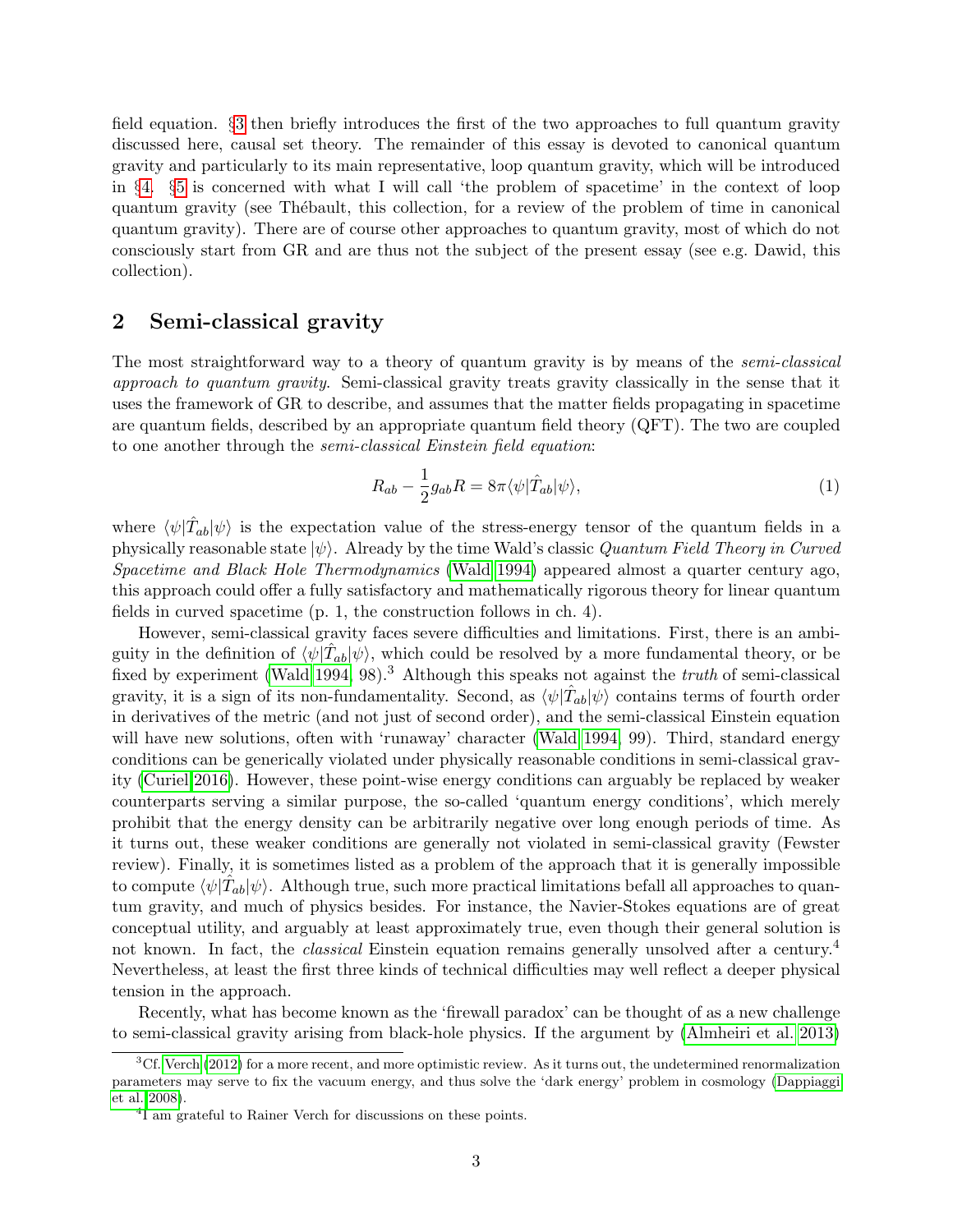field equation. §3 then briefly introduces the first of the two approaches to full quantum gravity discussed here, causal set theory. The remainder of this essay is devoted to canonical quantum gravity and particularly to its main representative, loop quantum gravity, which will be introduced in §4. §5 is concerned with what I will call 'the problem of spacetime' in the context of loop quantum gravity (see Thébault, this collection, for a review of the problem of time in canonical quantum gravity). There are of course other approaches to quantum gravity, most of which do not consciously start from GR and are thus not the subject of the present essay (see e.g. Dawid, this collection).

## 2 Semi-classical gravity

The most straightforward way to a theory of quantum gravity is by means of the *semi-classical approach to quantum gravity*. Semi-classical gravity treats gravity classically in the sense that it uses the framework of GR to describe, and assumes that the matter fields propagating in spacetime are quantum fields, described by an appropriate quantum field theory (QFT). The two are coupled to one another through the *semi-classical Einstein field equation*:

$$R_{ab} - \frac{1}{2}g_{ab}R = 8\pi\langle\psi|\hat{T}_{ab}|\psi\rangle, \tag{1}$$

where $\langle\psi|\hat{T}_{ab}|\psi\rangle$ is the expectation value of the stress-energy tensor of the quantum fields in a physically reasonable state $|\psi\rangle$. Already by the time Wald's classic *Quantum Field Theory in Curved Spacetime and Black Hole Thermodynamics* (Wald 1994) appeared almost a quarter century ago, this approach could offer a fully satisfactory and mathematically rigorous theory for linear quantum fields in curved spacetime (p. 1, the construction follows in ch. 4).

However, semi-classical gravity faces severe difficulties and limitations. First, there is an ambiguity in the definition of $\langle\psi|\hat{T}_{ab}|\psi\rangle$, which could be resolved by a more fundamental theory, or be fixed by experiment (Wald 1994, 98).[3] Although this speaks not against the *truth* of semi-classical gravity, it is a sign of its non-fundamentality. Second, as $\langle\psi|\hat{T}_{ab}|\psi\rangle$ contains terms of fourth order in derivatives of the metric (and not just of second order), and the semi-classical Einstein equation will have new solutions, often with 'runaway' character (Wald 1994, 99). Third, standard energy conditions can be generically violated under physically reasonable conditions in semi-classical gravity (Curiel 2016). However, these point-wise energy conditions can arguably be replaced by weaker counterparts serving a similar purpose, the so-called 'quantum energy conditions', which merely prohibit that the energy density can be arbitrarily negative over long enough periods of time. As it turns out, these weaker conditions are generally not violated in semi-classical gravity (Fewster review). Finally, it is sometimes listed as a problem of the approach that it is generally impossible to compute $\langle\psi|\hat{T}_{ab}|\psi\rangle$. Although true, such more practical limitations befall all approaches to quantum gravity, and much of physics besides. For instance, the Navier-Stokes equations are of great conceptual utility, and arguably at least approximately true, even though their general solution is not known. In fact, the *classical* Einstein equation remains generally unsolved after a century.[4] Nevertheless, at least the first three kinds of technical difficulties may well reflect a deeper physical tension in the approach.

Recently, what has become known as the 'firewall paradox' can be thought of as a new challenge to semi-classical gravity arising from black-hole physics. If the argument by (Almheiri et al. 2013)

[3] Cf. Verch (2012) for a more recent, and more optimistic review. As it turns out, the undetermined renormalization parameters may serve to fix the vacuum energy, and thus solve the 'dark energy' problem in cosmology (Dappiaggi et al. 2008).

[4] I am grateful to Rainer Verch for discussions on these points.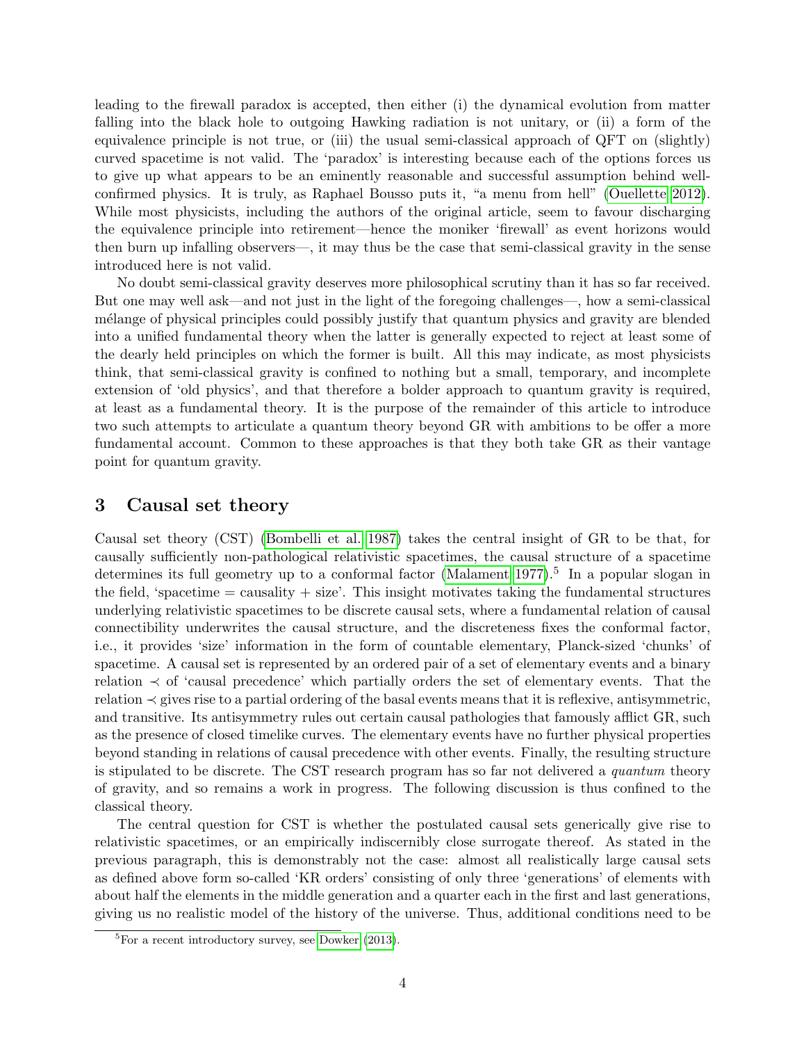leading to the firewall paradox is accepted, then either (i) the dynamical evolution from matter falling into the black hole to outgoing Hawking radiation is not unitary, or (ii) a form of the equivalence principle is not true, or (iii) the usual semi-classical approach of QFT on (slightly) curved spacetime is not valid. The 'paradox' is interesting because each of the options forces us to give up what appears to be an eminently reasonable and successful assumption behind well-confirmed physics. It is truly, as Raphael Bousso puts it, "a menu from hell" (Ouellette 2012). While most physicists, including the authors of the original article, seem to favour discharging the equivalence principle into retirement—hence the moniker 'firewall' as event horizons would then burn up infalling observers—, it may thus be the case that semi-classical gravity in the sense introduced here is not valid.

No doubt semi-classical gravity deserves more philosophical scrutiny than it has so far received. But one may well ask—and not just in the light of the foregoing challenges—, how a semi-classical mélange of physical principles could possibly justify that quantum physics and gravity are blended into a unified fundamental theory when the latter is generally expected to reject at least some of the dearly held principles on which the former is built. All this may indicate, as most physicists think, that semi-classical gravity is confined to nothing but a small, temporary, and incomplete extension of 'old physics', and that therefore a bolder approach to quantum gravity is required, at least as a fundamental theory. It is the purpose of the remainder of this article to introduce two such attempts to articulate a quantum theory beyond GR with ambitions to be offer a more fundamental account. Common to these approaches is that they both take GR as their vantage point for quantum gravity.

## 3 Causal set theory

Causal set theory (CST) (Bombelli et al. 1987) takes the central insight of GR to be that, for causally sufficiently non-pathological relativistic spacetimes, the causal structure of a spacetime determines its full geometry up to a conformal factor (Malament 1977).[5] In a popular slogan in the field, 'spacetime = causality + size'. This insight motivates taking the fundamental structures underlying relativistic spacetimes to be discrete causal sets, where a fundamental relation of causal connectibility underwrites the causal structure, and the discreteness fixes the conformal factor, i.e., it provides 'size' information in the form of countable elementary, Planck-sized 'chunks' of spacetime. A causal set is represented by an ordered pair of a set of elementary events and a binary relation $\prec$ of 'causal precedence' which partially orders the set of elementary events. That the relation $\prec$ gives rise to a partial ordering of the basal events means that it is reflexive, antisymmetric, and transitive. Its antisymmetry rules out certain causal pathologies that famously afflict GR, such as the presence of closed timelike curves. The elementary events have no further physical properties beyond standing in relations of causal precedence with other events. Finally, the resulting structure is stipulated to be discrete. The CST research program has so far not delivered a *quantum* theory of gravity, and so remains a work in progress. The following discussion is thus confined to the classical theory.

The central question for CST is whether the postulated causal sets generically give rise to relativistic spacetimes, or an empirically indiscernibly close surrogate thereof. As stated in the previous paragraph, this is demonstrably not the case: almost all realistically large causal sets as defined above form so-called 'KR orders' consisting of only three 'generations' of elements with about half the elements in the middle generation and a quarter each in the first and last generations, giving us no realistic model of the history of the universe. Thus, additional conditions need to be

[5] For a recent introductory survey, see Dowker (2013).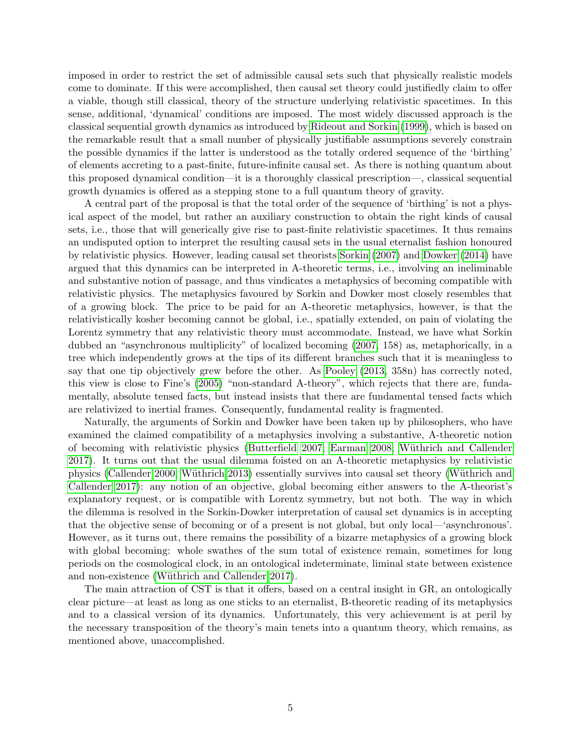imposed in order to restrict the set of admissible causal sets such that physically realistic models come to dominate. If this were accomplished, then causal set theory could justifiedly claim to offer a viable, though still classical, theory of the structure underlying relativistic spacetimes. In this sense, additional, 'dynamical' conditions are imposed. The most widely discussed approach is the classical sequential growth dynamics as introduced by Rideout and Sorkin (1999), which is based on the remarkable result that a small number of physically justifiable assumptions severely constrain the possible dynamics if the latter is understood as the totally ordered sequence of the 'birthing' of elements accreting to a past-finite, future-infinite causal set. As there is nothing quantum about this proposed dynamical condition—it is a thoroughly classical prescription—, classical sequential growth dynamics is offered as a stepping stone to a full quantum theory of gravity.

A central part of the proposal is that the total order of the sequence of 'birthing' is not a physical aspect of the model, but rather an auxiliary construction to obtain the right kinds of causal sets, i.e., those that will generically give rise to past-finite relativistic spacetimes. It thus remains an undisputed option to interpret the resulting causal sets in the usual eternalist fashion honoured by relativistic physics. However, leading causal set theorists Sorkin (2007) and Dowker (2014) have argued that this dynamics can be interpreted in A-theoretic terms, i.e., involving an ineliminable and substantive notion of passage, and thus vindicates a metaphysics of becoming compatible with relativistic physics. The metaphysics favoured by Sorkin and Dowker most closely resembles that of a growing block. The price to be paid for an A-theoretic metaphysics, however, is that the relativistically kosher becoming cannot be global, i.e., spatially extended, on pain of violating the Lorentz symmetry that any relativistic theory must accommodate. Instead, we have what Sorkin dubbed an "asynchronous multiplicity" of localized becoming (2007, 158) as, metaphorically, in a tree which independently grows at the tips of its different branches such that it is meaningless to say that one tip objectively grew before the other. As Pooley (2013, 358n) has correctly noted, this view is close to Fine's (2005) "non-standard A-theory", which rejects that there are, fundamentally, absolute tensed facts, but instead insists that there are fundamental tensed facts which are relativized to inertial frames. Consequently, fundamental reality is fragmented.

Naturally, the arguments of Sorkin and Dowker have been taken up by philosophers, who have examined the claimed compatibility of a metaphysics involving a substantive, A-theoretic notion of becoming with relativistic physics (Butterfield 2007; Earman 2008; Wüthrich and Callender 2017). It turns out that the usual dilemma foisted on an A-theoretic metaphysics by relativistic physics (Callender 2000; Wüthrich 2013) essentially survives into causal set theory (Wüthrich and Callender 2017): any notion of an objective, global becoming either answers to the A-theorist's explanatory request, or is compatible with Lorentz symmetry, but not both. The way in which the dilemma is resolved in the Sorkin-Dowker interpretation of causal set dynamics is in accepting that the objective sense of becoming or of a present is not global, but only local—'asynchronous'. However, as it turns out, there remains the possibility of a bizarre metaphysics of a growing block with global becoming: whole swathes of the sum total of existence remain, sometimes for long periods on the cosmological clock, in an ontological indeterminate, liminal state between existence and non-existence (Wüthrich and Callender 2017).

The main attraction of CST is that it offers, based on a central insight in GR, an ontologically clear picture—at least as long as one sticks to an eternalist, B-theoretic reading of its metaphysics and to a classical version of its dynamics. Unfortunately, this very achievement is at peril by the necessary transposition of the theory's main tenets into a quantum theory, which remains, as mentioned above, unaccomplished.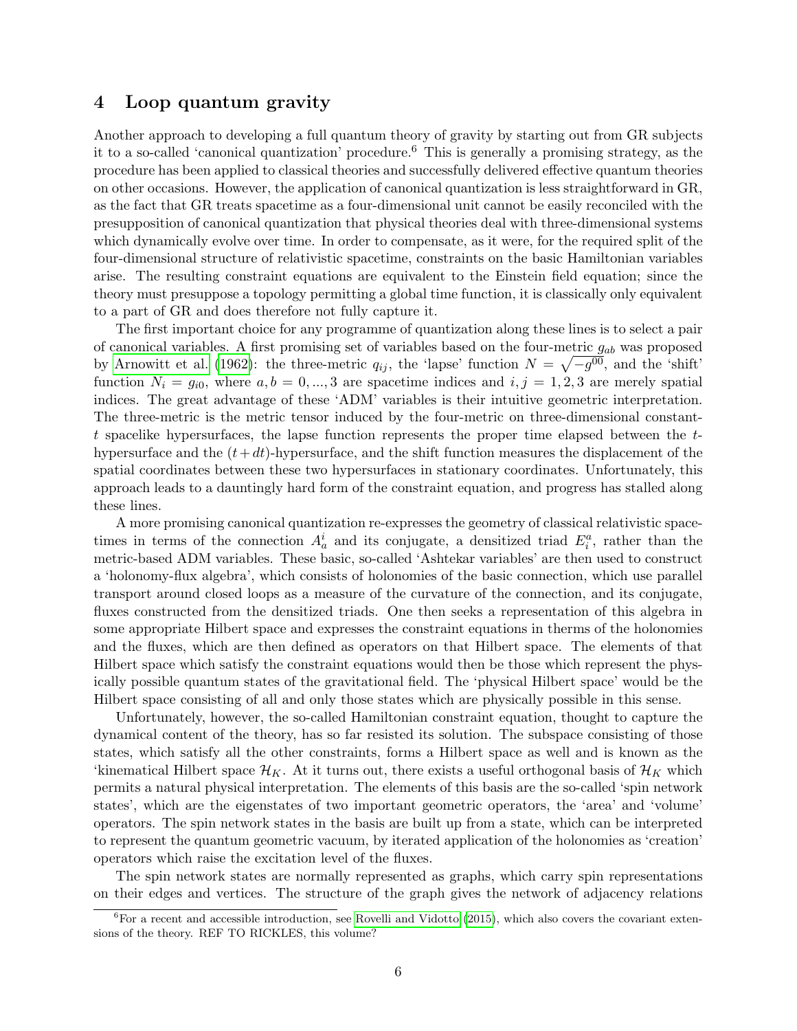## 4 Loop quantum gravity

Another approach to developing a full quantum theory of gravity by starting out from GR subjects it to a so-called 'canonical quantization' procedure.[6] This is generally a promising strategy, as the procedure has been applied to classical theories and successfully delivered effective quantum theories on other occasions. However, the application of canonical quantization is less straightforward in GR, as the fact that GR treats spacetime as a four-dimensional unit cannot be easily reconciled with the presupposition of canonical quantization that physical theories deal with three-dimensional systems which dynamically evolve over time. In order to compensate, as it were, for the required split of the four-dimensional structure of relativistic spacetime, constraints on the basic Hamiltonian variables arise. The resulting constraint equations are equivalent to the Einstein field equation; since the theory must presuppose a topology permitting a global time function, it is classically only equivalent to a part of GR and does therefore not fully capture it.

The first important choice for any programme of quantization along these lines is to select a pair of canonical variables. A first promising set of variables based on the four-metric $g_{ab}$ was proposed by Arnowitt et al. (1962): the three-metric $q_{ij}$, the 'lapse' function $N = \sqrt{-g^{00}}$, and the 'shift' function $N_i = g_{i0}$, where $a, b = 0, ..., 3$ are spacetime indices and $i, j = 1, 2, 3$ are merely spatial indices. The great advantage of these 'ADM' variables is their intuitive geometric interpretation. The three-metric is the metric tensor induced by the four-metric on three-dimensional constant-$t$ spacelike hypersurfaces, the lapse function represents the proper time elapsed between the $t$-hypersurface and the $(t+dt)$-hypersurface, and the shift function measures the displacement of the spatial coordinates between these two hypersurfaces in stationary coordinates. Unfortunately, this approach leads to a dauntingly hard form of the constraint equation, and progress has stalled along these lines.

A more promising canonical quantization re-expresses the geometry of classical relativistic spacetimes in terms of the connection $A^i_a$ and its conjugate, a densitized triad $E^a_i$, rather than the metric-based ADM variables. These basic, so-called 'Ashtekar variables' are then used to construct a 'holonomy-flux algebra', which consists of holonomies of the basic connection, which use parallel transport around closed loops as a measure of the curvature of the connection, and its conjugate, fluxes constructed from the densitized triads. One then seeks a representation of this algebra in some appropriate Hilbert space and expresses the constraint equations in therms of the holonomies and the fluxes, which are then defined as operators on that Hilbert space. The elements of that Hilbert space which satisfy the constraint equations would then be those which represent the physically possible quantum states of the gravitational field. The 'physical Hilbert space' would be the Hilbert space consisting of all and only those states which are physically possible in this sense.

Unfortunately, however, the so-called Hamiltonian constraint equation, thought to capture the dynamical content of the theory, has so far resisted its solution. The subspace consisting of those states, which satisfy all the other constraints, forms a Hilbert space as well and is known as the 'kinematical Hilbert space $\mathcal{H}_K$. At it turns out, there exists a useful orthogonal basis of $\mathcal{H}_K$ which permits a natural physical interpretation. The elements of this basis are the so-called 'spin network states', which are the eigenstates of two important geometric operators, the 'area' and 'volume' operators. The spin network states in the basis are built up from a state, which can be interpreted to represent the quantum geometric vacuum, by iterated application of the holonomies as 'creation' operators which raise the excitation level of the fluxes.

The spin network states are normally represented as graphs, which carry spin representations on their edges and vertices. The structure of the graph gives the network of adjacency relations

[6] For a recent and accessible introduction, see Rovelli and Vidotto (2015), which also covers the covariant extensions of the theory. REF TO RICKLES, this volume?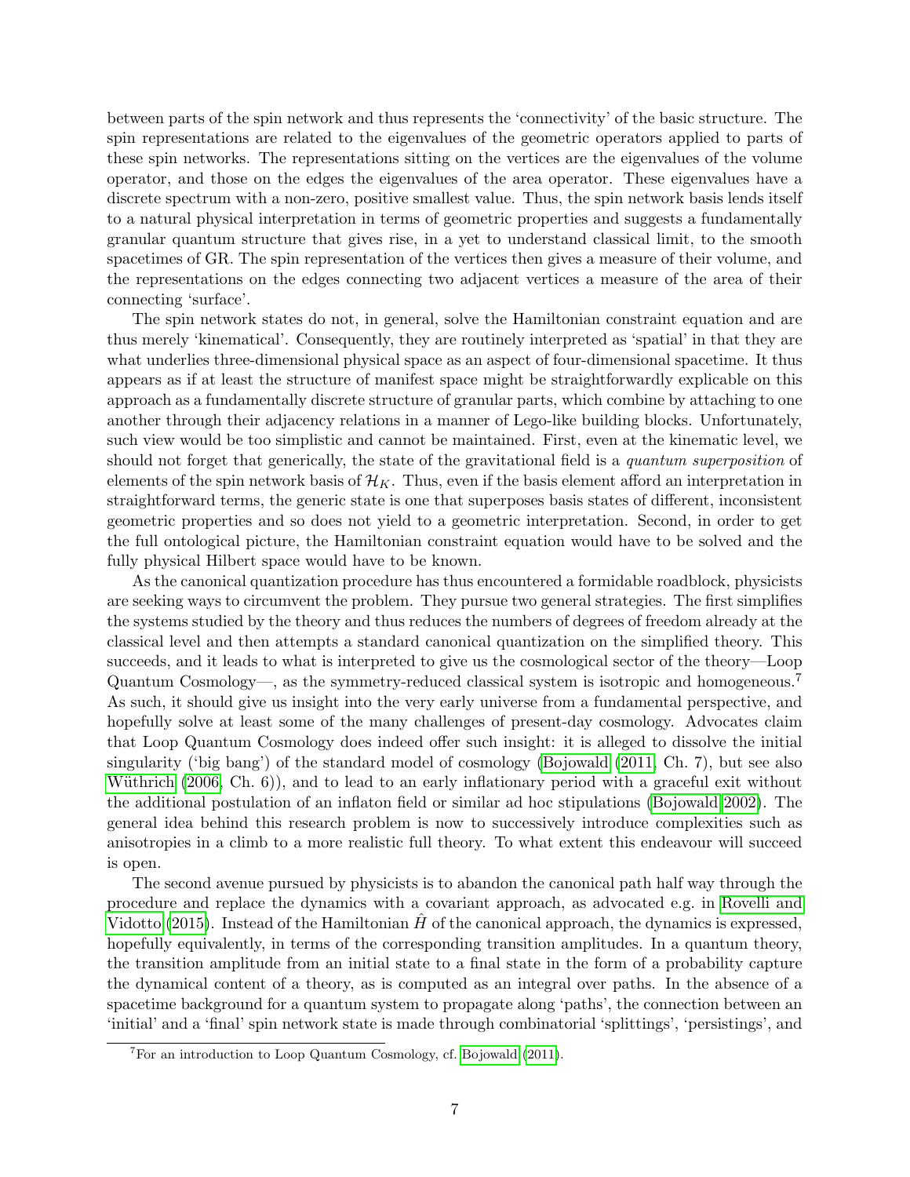between parts of the spin network and thus represents the 'connectivity' of the basic structure. The spin representations are related to the eigenvalues of the geometric operators applied to parts of these spin networks. The representations sitting on the vertices are the eigenvalues of the volume operator, and those on the edges the eigenvalues of the area operator. These eigenvalues have a discrete spectrum with a non-zero, positive smallest value. Thus, the spin network basis lends itself to a natural physical interpretation in terms of geometric properties and suggests a fundamentally granular quantum structure that gives rise, in a yet to understand classical limit, to the smooth spacetimes of GR. The spin representation of the vertices then gives a measure of their volume, and the representations on the edges connecting two adjacent vertices a measure of the area of their connecting 'surface'.

The spin network states do not, in general, solve the Hamiltonian constraint equation and are thus merely 'kinematical'. Consequently, they are routinely interpreted as 'spatial' in that they are what underlies three-dimensional physical space as an aspect of four-dimensional spacetime. It thus appears as if at least the structure of manifest space might be straightforwardly explicable on this approach as a fundamentally discrete structure of granular parts, which combine by attaching to one another through their adjacency relations in a manner of Lego-like building blocks. Unfortunately, such view would be too simplistic and cannot be maintained. First, even at the kinematic level, we should not forget that generically, the state of the gravitational field is a *quantum superposition* of elements of the spin network basis of $\mathcal{H}_K$. Thus, even if the basis element afford an interpretation in straightforward terms, the generic state is one that superposes basis states of different, inconsistent geometric properties and so does not yield to a geometric interpretation. Second, in order to get the full ontological picture, the Hamiltonian constraint equation would have to be solved and the fully physical Hilbert space would have to be known.

As the canonical quantization procedure has thus encountered a formidable roadblock, physicists are seeking ways to circumvent the problem. They pursue two general strategies. The first simplifies the systems studied by the theory and thus reduces the numbers of degrees of freedom already at the classical level and then attempts a standard canonical quantization on the simplified theory. This succeeds, and it leads to what is interpreted to give us the cosmological sector of the theory—Loop Quantum Cosmology—, as the symmetry-reduced classical system is isotropic and homogeneous.[7] As such, it should give us insight into the very early universe from a fundamental perspective, and hopefully solve at least some of the many challenges of present-day cosmology. Advocates claim that Loop Quantum Cosmology does indeed offer such insight: it is alleged to dissolve the initial singularity ('big bang') of the standard model of cosmology (Bojowald (2011, Ch. 7), but see also Wüthrich (2006, Ch. 6)), and to lead to an early inflationary period with a graceful exit without the additional postulation of an inflaton field or similar ad hoc stipulations (Bojowald 2002). The general idea behind this research problem is now to successively introduce complexities such as anisotropies in a climb to a more realistic full theory. To what extent this endeavour will succeed is open.

The second avenue pursued by physicists is to abandon the canonical path half way through the procedure and replace the dynamics with a covariant approach, as advocated e.g. in Rovelli and Vidotto (2015). Instead of the Hamiltonian $\hat{H}$ of the canonical approach, the dynamics is expressed, hopefully equivalently, in terms of the corresponding transition amplitudes. In a quantum theory, the transition amplitude from an initial state to a final state in the form of a probability capture the dynamical content of a theory, as is computed as an integral over paths. In the absence of a spacetime background for a quantum system to propagate along 'paths', the connection between an 'initial' and a 'final' spin network state is made through combinatorial 'splittings', 'persistings', and

[7] For an introduction to Loop Quantum Cosmology, cf. Bojowald (2011).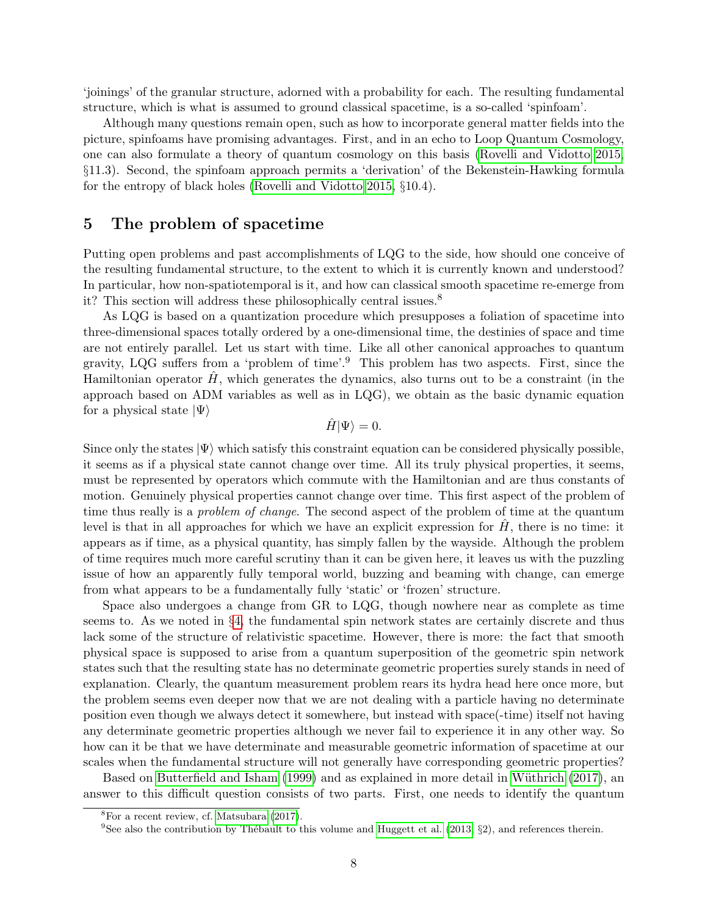'joinings' of the granular structure, adorned with a probability for each. The resulting fundamental structure, which is what is assumed to ground classical spacetime, is a so-called 'spinfoam'.

Although many questions remain open, such as how to incorporate general matter fields into the picture, spinfoams have promising advantages. First, and in an echo to Loop Quantum Cosmology, one can also formulate a theory of quantum cosmology on this basis (Rovelli and Vidotto 2015, §11.3). Second, the spinfoam approach permits a 'derivation' of the Bekenstein-Hawking formula for the entropy of black holes (Rovelli and Vidotto 2015, §10.4).

## 5 The problem of spacetime

Putting open problems and past accomplishments of LQG to the side, how should one conceive of the resulting fundamental structure, to the extent to which it is currently known and understood? In particular, how non-spatiotemporal is it, and how can classical smooth spacetime re-emerge from it? This section will address these philosophically central issues.[8]

As LQG is based on a quantization procedure which presupposes a foliation of spacetime into three-dimensional spaces totally ordered by a one-dimensional time, the destinies of space and time are not entirely parallel. Let us start with time. Like all other canonical approaches to quantum gravity, LQG suffers from a 'problem of time'.[9] This problem has two aspects. First, since the Hamiltonian operator $\hat{H}$, which generates the dynamics, also turns out to be a constraint (in the approach based on ADM variables as well as in LQG), we obtain as the basic dynamic equation for a physical state $|\Psi\rangle$

$$\hat{H}|\Psi\rangle = 0.$$

Since only the states $|\Psi\rangle$ which satisfy this constraint equation can be considered physically possible, it seems as if a physical state cannot change over time. All its truly physical properties, it seems, must be represented by operators which commute with the Hamiltonian and are thus constants of motion. Genuinely physical properties cannot change over time. This first aspect of the problem of time thus really is a *problem of change*. The second aspect of the problem of time at the quantum level is that in all approaches for which we have an explicit expression for $\hat{H}$, there is no time: it appears as if time, as a physical quantity, has simply fallen by the wayside. Although the problem of time requires much more careful scrutiny than it can be given here, it leaves us with the puzzling issue of how an apparently fully temporal world, buzzing and beaming with change, can emerge from what appears to be a fundamentally fully 'static' or 'frozen' structure.

Space also undergoes a change from GR to LQG, though nowhere near as complete as time seems to. As we noted in §4, the fundamental spin network states are certainly discrete and thus lack some of the structure of relativistic spacetime. However, there is more: the fact that smooth physical space is supposed to arise from a quantum superposition of the geometric spin network states such that the resulting state has no determinate geometric properties surely stands in need of explanation. Clearly, the quantum measurement problem rears its hydra head here once more, but the problem seems even deeper now that we are not dealing with a particle having no determinate position even though we always detect it somewhere, but instead with space(-time) itself not having any determinate geometric properties although we never fail to experience it in any other way. So how can it be that we have determinate and measurable geometric information of spacetime at our scales when the fundamental structure will not generally have corresponding geometric properties?

Based on Butterfield and Isham (1999) and as explained in more detail in Wüthrich (2017), an answer to this difficult question consists of two parts. First, one needs to identify the quantum

[8] For a recent review, cf. Matsubara (2017).

[9] See also the contribution by Thébault to this volume and Huggett et al. (2013, §2), and references therein.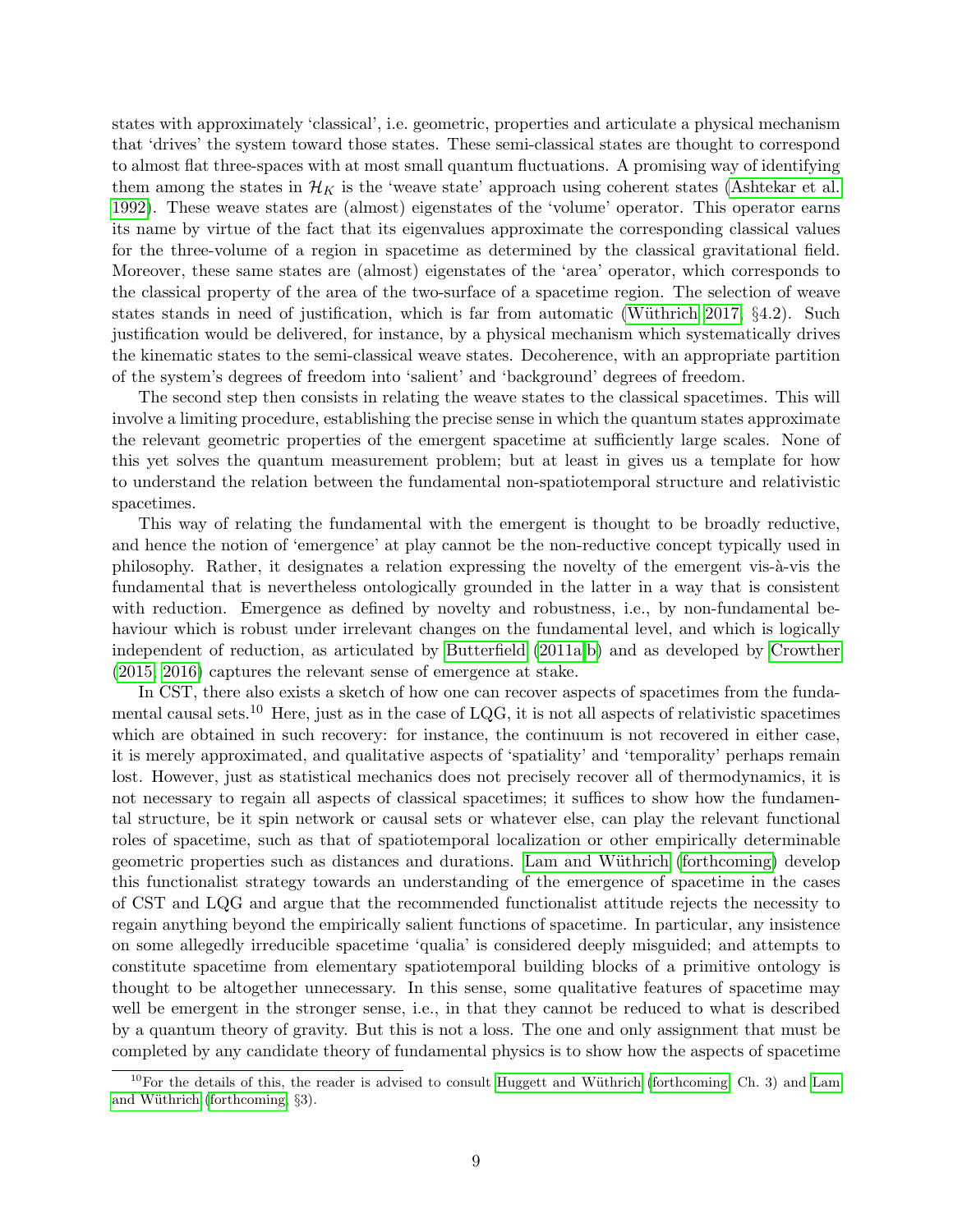states with approximately 'classical', i.e. geometric, properties and articulate a physical mechanism that 'drives' the system toward those states. These semi-classical states are thought to correspond to almost flat three-spaces with at most small quantum fluctuations. A promising way of identifying them among the states in $\mathcal{H}_K$ is the 'weave state' approach using coherent states (Ashtekar et al. 1992). These weave states are (almost) eigenstates of the 'volume' operator. This operator earns its name by virtue of the fact that its eigenvalues approximate the corresponding classical values for the three-volume of a region in spacetime as determined by the classical gravitational field. Moreover, these same states are (almost) eigenstates of the 'area' operator, which corresponds to the classical property of the area of the two-surface of a spacetime region. The selection of weave states stands in need of justification, which is far from automatic (Wüthrich 2017, §4.2). Such justification would be delivered, for instance, by a physical mechanism which systematically drives the kinematic states to the semi-classical weave states. Decoherence, with an appropriate partition of the system's degrees of freedom into 'salient' and 'background' degrees of freedom.

The second step then consists in relating the weave states to the classical spacetimes. This will involve a limiting procedure, establishing the precise sense in which the quantum states approximate the relevant geometric properties of the emergent spacetime at sufficiently large scales. None of this yet solves the quantum measurement problem; but at least in gives us a template for how to understand the relation between the fundamental non-spatiotemporal structure and relativistic spacetimes.

This way of relating the fundamental with the emergent is thought to be broadly reductive, and hence the notion of 'emergence' at play cannot be the non-reductive concept typically used in philosophy. Rather, it designates a relation expressing the novelty of the emergent vis-à-vis the fundamental that is nevertheless ontologically grounded in the latter in a way that is consistent with reduction. Emergence as defined by novelty and robustness, i.e., by non-fundamental behaviour which is robust under irrelevant changes on the fundamental level, and which is logically independent of reduction, as articulated by Butterfield (2011a,b) and as developed by Crowther (2015, 2016) captures the relevant sense of emergence at stake.

In CST, there also exists a sketch of how one can recover aspects of spacetimes from the fundamental causal sets.[10] Here, just as in the case of LQG, it is not all aspects of relativistic spacetimes which are obtained in such recovery: for instance, the continuum is not recovered in either case, it is merely approximated, and qualitative aspects of 'spatiality' and 'temporality' perhaps remain lost. However, just as statistical mechanics does not precisely recover all of thermodynamics, it is not necessary to regain all aspects of classical spacetimes; it suffices to show how the fundamental structure, be it spin network or causal sets or whatever else, can play the relevant functional roles of spacetime, such as that of spatiotemporal localization or other empirically determinable geometric properties such as distances and durations. Lam and Wüthrich (forthcoming) develop this functionalist strategy towards an understanding of the emergence of spacetime in the cases of CST and LQG and argue that the recommended functionalist attitude rejects the necessity to regain anything beyond the empirically salient functions of spacetime. In particular, any insistence on some allegedly irreducible spacetime 'qualia' is considered deeply misguided; and attempts to constitute spacetime from elementary spatiotemporal building blocks of a primitive ontology is thought to be altogether unnecessary. In this sense, some qualitative features of spacetime may well be emergent in the stronger sense, i.e., in that they cannot be reduced to what is described by a quantum theory of gravity. But this is not a loss. The one and only assignment that must be completed by any candidate theory of fundamental physics is to show how the aspects of spacetime

[10] For the details of this, the reader is advised to consult Huggett and Wüthrich (forthcoming, Ch. 3) and Lam and Wüthrich (forthcoming, §3).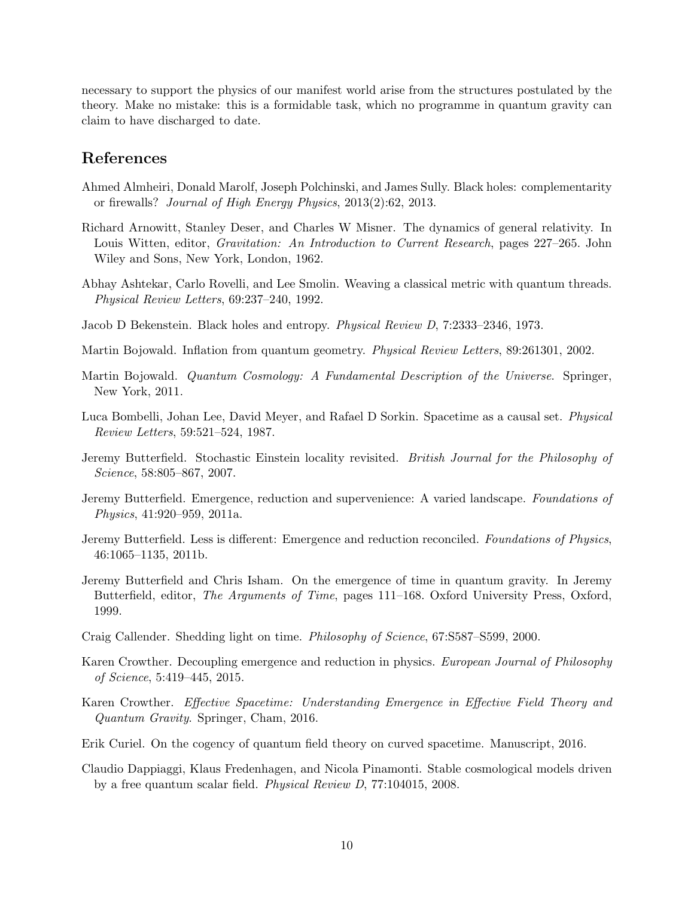necessary to support the physics of our manifest world arise from the structures postulated by the theory. Make no mistake: this is a formidable task, which no programme in quantum gravity can claim to have discharged to date.

## References

Ahmed Almheiri, Donald Marolf, Joseph Polchinski, and James Sully. Black holes: complementarity or firewalls? *Journal of High Energy Physics*, 2013(2):62, 2013.

Richard Arnowitt, Stanley Deser, and Charles W Misner. The dynamics of general relativity. In Louis Witten, editor, *Gravitation: An Introduction to Current Research*, pages 227–265. John Wiley and Sons, New York, London, 1962.

Abhay Ashtekar, Carlo Rovelli, and Lee Smolin. Weaving a classical metric with quantum threads. *Physical Review Letters*, 69:237–240, 1992.

Jacob D Bekenstein. Black holes and entropy. *Physical Review D*, 7:2333–2346, 1973.

Martin Bojowald. Inflation from quantum geometry. *Physical Review Letters*, 89:261301, 2002.

Martin Bojowald. *Quantum Cosmology: A Fundamental Description of the Universe*. Springer, New York, 2011.

Luca Bombelli, Johan Lee, David Meyer, and Rafael D Sorkin. Spacetime as a causal set. *Physical Review Letters*, 59:521–524, 1987.

Jeremy Butterfield. Stochastic Einstein locality revisited. *British Journal for the Philosophy of Science*, 58:805–867, 2007.

Jeremy Butterfield. Emergence, reduction and supervenience: A varied landscape. *Foundations of Physics*, 41:920–959, 2011a.

Jeremy Butterfield. Less is different: Emergence and reduction reconciled. *Foundations of Physics*, 46:1065–1135, 2011b.

Jeremy Butterfield and Chris Isham. On the emergence of time in quantum gravity. In Jeremy Butterfield, editor, *The Arguments of Time*, pages 111–168. Oxford University Press, Oxford, 1999.

Craig Callender. Shedding light on time. *Philosophy of Science*, 67:S587–S599, 2000.

Karen Crowther. Decoupling emergence and reduction in physics. *European Journal of Philosophy of Science*, 5:419–445, 2015.

Karen Crowther. *Effective Spacetime: Understanding Emergence in Effective Field Theory and Quantum Gravity*. Springer, Cham, 2016.

Erik Curiel. On the cogency of quantum field theory on curved spacetime. Manuscript, 2016.

Claudio Dappiaggi, Klaus Fredenhagen, and Nicola Pinamonti. Stable cosmological models driven by a free quantum scalar field. *Physical Review D*, 77:104015, 2008.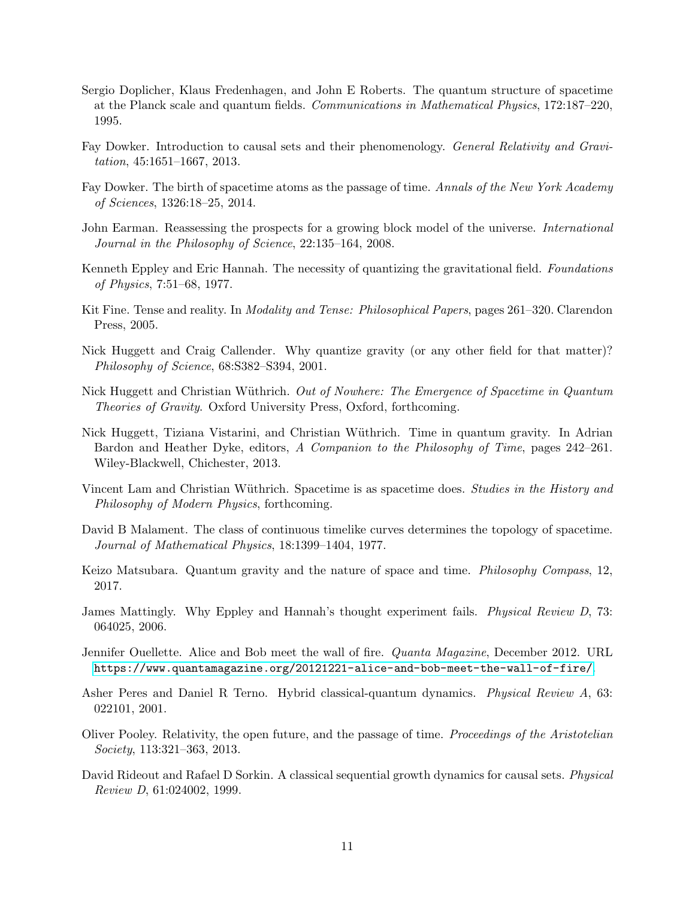Sergio Doplicher, Klaus Fredenhagen, and John E Roberts. The quantum structure of spacetime at the Planck scale and quantum fields. *Communications in Mathematical Physics*, 172:187–220, 1995.

Fay Dowker. Introduction to causal sets and their phenomenology. *General Relativity and Gravitation*, 45:1651–1667, 2013.

Fay Dowker. The birth of spacetime atoms as the passage of time. *Annals of the New York Academy of Sciences*, 1326:18–25, 2014.

John Earman. Reassessing the prospects for a growing block model of the universe. *International Journal in the Philosophy of Science*, 22:135–164, 2008.

Kenneth Eppley and Eric Hannah. The necessity of quantizing the gravitational field. *Foundations of Physics*, 7:51–68, 1977.

Kit Fine. Tense and reality. In *Modality and Tense: Philosophical Papers*, pages 261–320. Clarendon Press, 2005.

Nick Huggett and Craig Callender. Why quantize gravity (or any other field for that matter)? *Philosophy of Science*, 68:S382–S394, 2001.

Nick Huggett and Christian Wüthrich. *Out of Nowhere: The Emergence of Spacetime in Quantum Theories of Gravity*. Oxford University Press, Oxford, forthcoming.

Nick Huggett, Tiziana Vistarini, and Christian Wüthrich. Time in quantum gravity. In Adrian Bardon and Heather Dyke, editors, *A Companion to the Philosophy of Time*, pages 242–261. Wiley-Blackwell, Chichester, 2013.

Vincent Lam and Christian Wüthrich. Spacetime is as spacetime does. *Studies in the History and Philosophy of Modern Physics*, forthcoming.

David B Malament. The class of continuous timelike curves determines the topology of spacetime. *Journal of Mathematical Physics*, 18:1399–1404, 1977.

Keizo Matsubara. Quantum gravity and the nature of space and time. *Philosophy Compass*, 12, 2017.

James Mattingly. Why Eppley and Hannah's thought experiment fails. *Physical Review D*, 73: 064025, 2006.

Jennifer Ouellette. Alice and Bob meet the wall of fire. *Quanta Magazine*, December 2012. URL https://www.quantamagazine.org/20121221-alice-and-bob-meet-the-wall-of-fire/.

Asher Peres and Daniel R Terno. Hybrid classical-quantum dynamics. *Physical Review A*, 63: 022101, 2001.

Oliver Pooley. Relativity, the open future, and the passage of time. *Proceedings of the Aristotelian Society*, 113:321–363, 2013.

David Rideout and Rafael D Sorkin. A classical sequential growth dynamics for causal sets. *Physical Review D*, 61:024002, 1999.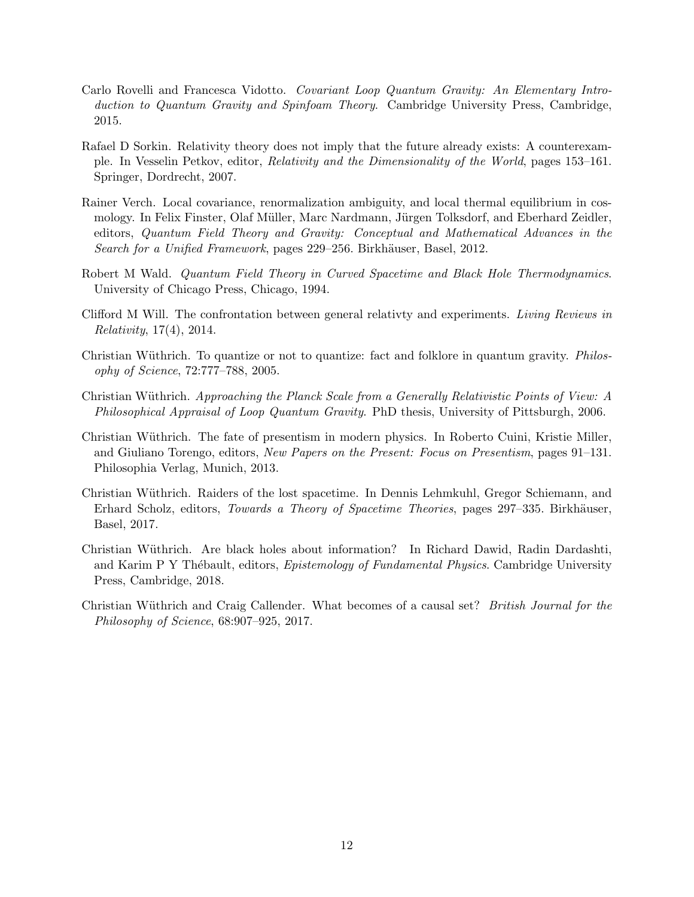Carlo Rovelli and Francesca Vidotto. *Covariant Loop Quantum Gravity: An Elementary Introduction to Quantum Gravity and Spinfoam Theory*. Cambridge University Press, Cambridge, 2015.

Rafael D Sorkin. Relativity theory does not imply that the future already exists: A counterexample. In Vesselin Petkov, editor, *Relativity and the Dimensionality of the World*, pages 153–161. Springer, Dordrecht, 2007.

Rainer Verch. Local covariance, renormalization ambiguity, and local thermal equilibrium in cosmology. In Felix Finster, Olaf Müller, Marc Nardmann, Jürgen Tolksdorf, and Eberhard Zeidler, editors, *Quantum Field Theory and Gravity: Conceptual and Mathematical Advances in the Search for a Unified Framework*, pages 229–256. Birkhäuser, Basel, 2012.

Robert M Wald. *Quantum Field Theory in Curved Spacetime and Black Hole Thermodynamics*. University of Chicago Press, Chicago, 1994.

Clifford M Will. The confrontation between general relativty and experiments. *Living Reviews in Relativity*, 17(4), 2014.

Christian Wüthrich. To quantize or not to quantize: fact and folklore in quantum gravity. *Philosophy of Science*, 72:777–788, 2005.

Christian Wüthrich. *Approaching the Planck Scale from a Generally Relativistic Points of View: A Philosophical Appraisal of Loop Quantum Gravity*. PhD thesis, University of Pittsburgh, 2006.

Christian Wüthrich. The fate of presentism in modern physics. In Roberto Cuini, Kristie Miller, and Giuliano Torengo, editors, *New Papers on the Present: Focus on Presentism*, pages 91–131. Philosophia Verlag, Munich, 2013.

Christian Wüthrich. Raiders of the lost spacetime. In Dennis Lehmkuhl, Gregor Schiemann, and Erhard Scholz, editors, *Towards a Theory of Spacetime Theories*, pages 297–335. Birkhäuser, Basel, 2017.

Christian Wüthrich. Are black holes about information? In Richard Dawid, Radin Dardashti, and Karim P Y Thébault, editors, *Epistemology of Fundamental Physics*. Cambridge University Press, Cambridge, 2018.

Christian Wüthrich and Craig Callender. What becomes of a causal set? *British Journal for the Philosophy of Science*, 68:907–925, 2017.